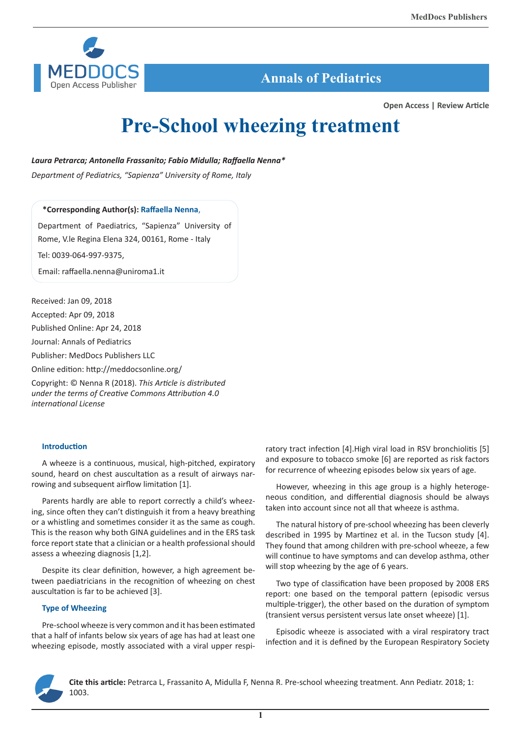# Pre-School wheezing treatment

***Laura Petrarca; Antonella Frassanito; Fabio Midulla; Raffaella Nenna****

*Department of Pediatrics, "Sapienza" University of Rome, Italy*

**\*Corresponding Author(s): Raffaella Nenna,**

Department of Paediatrics, "Sapienza" University of Rome, V.le Regina Elena 324, 00161, Rome - Italy

Tel: 0039-064-997-9375,

Email: raffaella.nenna@uniroma1.it

Received: Jan 09, 2018

Accepted: Apr 09, 2018

Published Online: Apr 24, 2018

Journal: Annals of Pediatrics

Publisher: MedDocs Publishers LLC

Online edition: http://meddocsonline.org/

Copyright: © Nenna R (2018). *This Article is distributed under the terms of Creative Commons Attribution 4.0 international License*

## Introduction

A wheeze is a continuous, musical, high-pitched, expiratory sound, heard on chest auscultation as a result of airways narrowing and subsequent airflow limitation [1].

Parents hardly are able to report correctly a child's wheezing, since often they can't distinguish it from a heavy breathing or a whistling and sometimes consider it as the same as cough. This is the reason why both GINA guidelines and in the ERS task force report state that a clinician or a health professional should assess a wheezing diagnosis [1,2].

Despite its clear definition, however, a high agreement between paediatricians in the recognition of wheezing on chest auscultation is far to be achieved [3].

## Type of Wheezing

Pre-school wheeze is very common and it has been estimated that a half of infants below six years of age has had at least one wheezing episode, mostly associated with a viral upper respiratory tract infection [4].High viral load in RSV bronchiolitis [5] and exposure to tobacco smoke [6] are reported as risk factors for recurrence of wheezing episodes below six years of age.

However, wheezing in this age group is a highly heterogeneous condition, and differential diagnosis should be always taken into account since not all that wheeze is asthma.

The natural history of pre-school wheezing has been cleverly described in 1995 by Martinez et al. in the Tucson study [4]. They found that among children with pre-school wheeze, a few will continue to have symptoms and can develop asthma, other will stop wheezing by the age of 6 years.

Two type of classification have been proposed by 2008 ERS report: one based on the temporal pattern (episodic versus multiple-trigger), the other based on the duration of symptom (transient versus persistent versus late onset wheeze) [1].

Episodic wheeze is associated with a viral respiratory tract infection and it is defined by the European Respiratory Society

**Cite this article:** Petrarca L, Frassanito A, Midulla F, Nenna R. Pre-school wheezing treatment. Ann Pediatr. 2018; 1: 1003.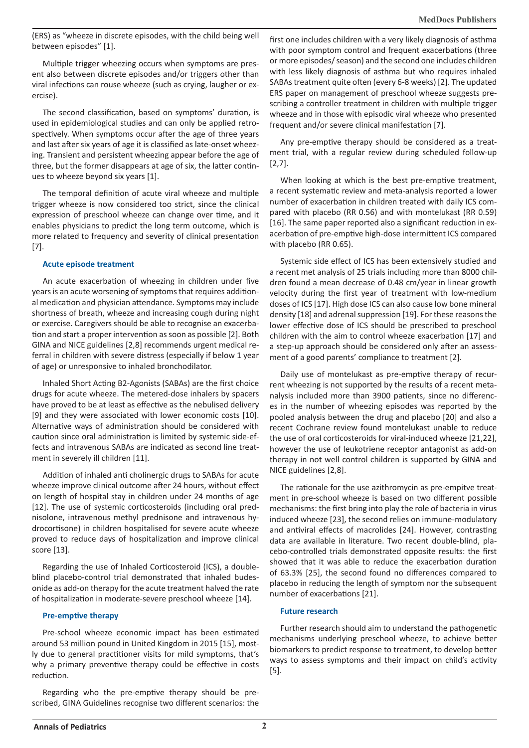(ERS) as "wheeze in discrete episodes, with the child being well between episodes" [1].

Multiple trigger wheezing occurs when symptoms are present also between discrete episodes and/or triggers other than viral infections can rouse wheeze (such as crying, laugher or exercise).

The second classification, based on symptoms' duration, is used in epidemiological studies and can only be applied retrospectively. When symptoms occur after the age of three years and last after six years of age it is classified as late-onset wheezing. Transient and persistent wheezing appear before the age of three, but the former disappears at age of six, the latter continues to wheeze beyond six years [1].

The temporal definition of acute viral wheeze and multiple trigger wheeze is now considered too strict, since the clinical expression of preschool wheeze can change over time, and it enables physicians to predict the long term outcome, which is more related to frequency and severity of clinical presentation [7].

### Acute episode treatment

An acute exacerbation of wheezing in children under five years is an acute worsening of symptoms that requires additional medication and physician attendance. Symptoms may include shortness of breath, wheeze and increasing cough during night or exercise. Caregivers should be able to recognise an exacerbation and start a proper intervention as soon as possible [2]. Both GINA and NICE guidelines [2,8] recommends urgent medical referral in children with severe distress (especially if below 1 year of age) or unresponsive to inhaled bronchodilator.

Inhaled Short Acting B2-Agonists (SABAs) are the first choice drugs for acute wheeze. The metered-dose inhalers by spacers have proved to be at least as effective as the nebulised delivery [9] and they were associated with lower economic costs [10]. Alternative ways of administration should be considered with caution since oral administration is limited by systemic side-effects and intravenous SABAs are indicated as second line treatment in severely ill children [11].

Addition of inhaled anti cholinergic drugs to SABAs for acute wheeze improve clinical outcome after 24 hours, without effect on length of hospital stay in children under 24 months of age [12]. The use of systemic corticosteroids (including oral prednisolone, intravenous methyl prednisone and intravenous hydrocortisone) in children hospitalised for severe acute wheeze proved to reduce days of hospitalization and improve clinical score [13].

Regarding the use of Inhaled Corticosteroid (ICS), a double-blind placebo-control trial demonstrated that inhaled budesonide as add-on therapy for the acute treatment halved the rate of hospitalization in moderate-severe preschool wheeze [14].

### Pre-emptive therapy

Pre-school wheeze economic impact has been estimated around 53 million pound in United Kingdom in 2015 [15], mostly due to general practitioner visits for mild symptoms, that's why a primary preventive therapy could be effective in costs reduction.

Regarding who the pre-emptive therapy should be prescribed, GINA Guidelines recognise two different scenarios: the first one includes children with a very likely diagnosis of asthma with poor symptom control and frequent exacerbations (three or more episodes/ season) and the second one includes children with less likely diagnosis of asthma but who requires inhaled SABAs treatment quite often (every 6-8 weeks) [2]. The updated ERS paper on management of preschool wheeze suggests prescribing a controller treatment in children with multiple trigger wheeze and in those with episodic viral wheeze who presented frequent and/or severe clinical manifestation [7].

Any pre-emptive therapy should be considered as a treatment trial, with a regular review during scheduled follow-up [2,7].

When looking at which is the best pre-emptive treatment, a recent systematic review and meta-analysis reported a lower number of exacerbation in children treated with daily ICS compared with placebo (RR 0.56) and with montelukast (RR 0.59) [16]. The same paper reported also a significant reduction in exacerbation of pre-emptive high-dose intermittent ICS compared with placebo (RR 0.65).

Systemic side effect of ICS has been extensively studied and a recent met analysis of 25 trials including more than 8000 children found a mean decrease of 0.48 cm/year in linear growth velocity during the first year of treatment with low-medium doses of ICS [17]. High dose ICS can also cause low bone mineral density [18] and adrenal suppression [19]. For these reasons the lower effective dose of ICS should be prescribed to preschool children with the aim to control wheeze exacerbation [17] and a step-up approach should be considered only after an assessment of a good parents' compliance to treatment [2].

Daily use of montelukast as pre-emptive therapy of recurrent wheezing is not supported by the results of a recent meta-nalysis included more than 3900 patients, since no differences in the number of wheezing episodes was reported by the pooled analysis between the drug and placebo [20] and also a recent Cochrane review found montelukast unable to reduce the use of oral corticosteroids for viral-induced wheeze [21,22], however the use of leukotriene receptor antagonist as add-on therapy in not well control children is supported by GINA and NICE guidelines [2,8].

The rationale for the use azithromycin as pre-empitve treatment in pre-school wheeze is based on two different possible mechanisms: the first bring into play the role of bacteria in virus induced wheeze [23], the second relies on immune-modulatory and antiviral effects of macrolides [24]. However, contrasting data are available in literature. Two recent double-blind, placebo-controlled trials demonstrated opposite results: the first showed that it was able to reduce the exacerbation duration of 63.3% [25], the second found no differences compared to placebo in reducing the length of symptom nor the subsequent number of exacerbations [21].

### Future research

Further research should aim to understand the pathogenetic mechanisms underlying preschool wheeze, to achieve better biomarkers to predict response to treatment, to develop better ways to assess symptoms and their impact on child's activity [5].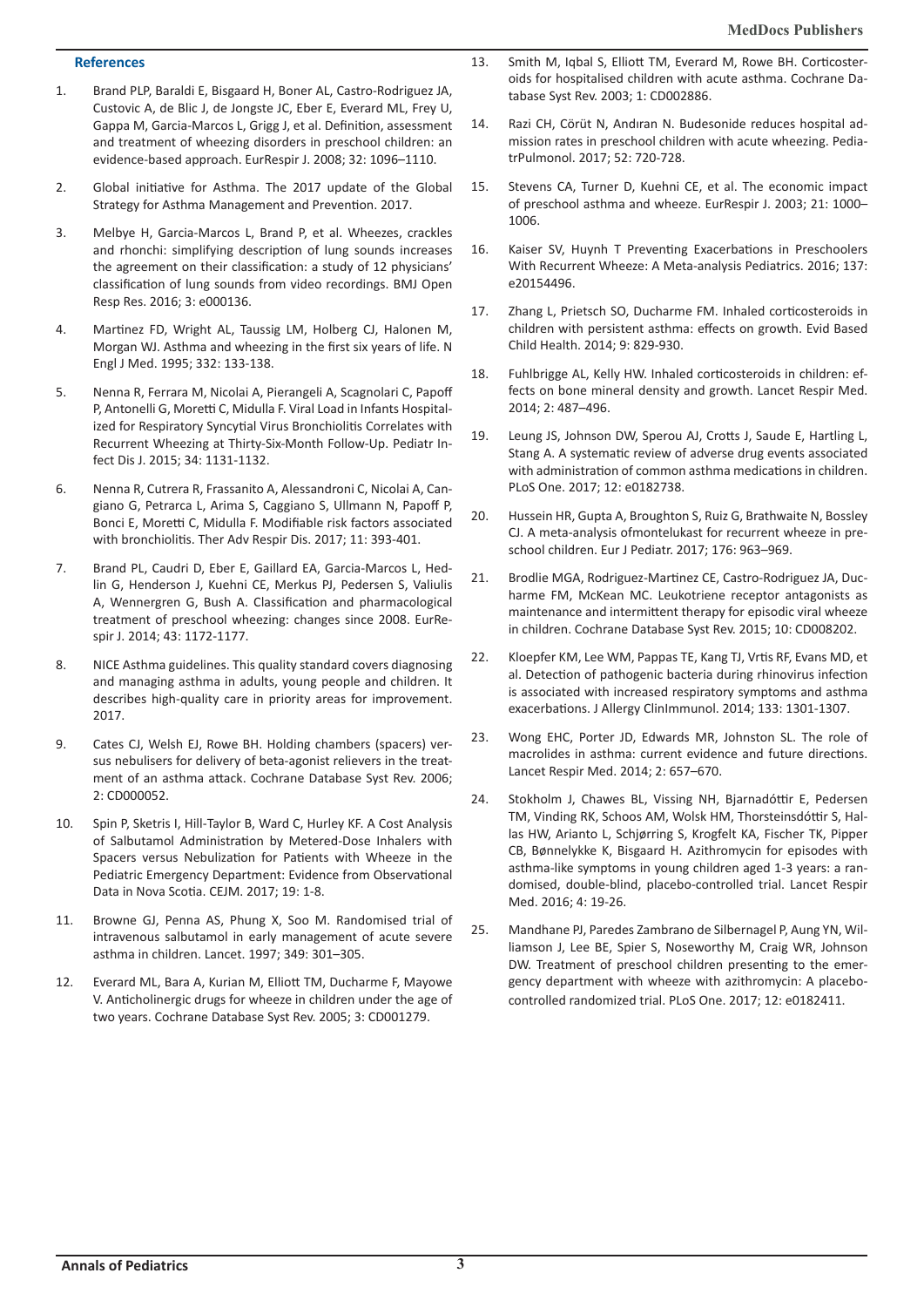## References

1. Brand PLP, Baraldi E, Bisgaard H, Boner AL, Castro-Rodriguez JA, Custovic A, de Blic J, de Jongste JC, Eber E, Everard ML, Frey U, Gappa M, Garcia-Marcos L, Grigg J, et al. Definition, assessment and treatment of wheezing disorders in preschool children: an evidence-based approach. EurRespir J. 2008; 32: 1096–1110.

2. Global initiative for Asthma. The 2017 update of the Global Strategy for Asthma Management and Prevention. 2017.

3. Melbye H, Garcia-Marcos L, Brand P, et al. Wheezes, crackles and rhonchi: simplifying description of lung sounds increases the agreement on their classification: a study of 12 physicians' classification of lung sounds from video recordings. BMJ Open Resp Res. 2016; 3: e000136.

4. Martinez FD, Wright AL, Taussig LM, Holberg CJ, Halonen M, Morgan WJ. Asthma and wheezing in the first six years of life. N Engl J Med. 1995; 332: 133-138.

5. Nenna R, Ferrara M, Nicolai A, Pierangeli A, Scagnolari C, Papoff P, Antonelli G, Moretti C, Midulla F. Viral Load in Infants Hospitalized for Respiratory Syncytial Virus Bronchiolitis Correlates with Recurrent Wheezing at Thirty-Six-Month Follow-Up. Pediatr Infect Dis J. 2015; 34: 1131-1132.

6. Nenna R, Cutrera R, Frassanito A, Alessandroni C, Nicolai A, Cangiano G, Petrarca L, Arima S, Caggiano S, Ullmann N, Papoff P, Bonci E, Moretti C, Midulla F. Modifiable risk factors associated with bronchiolitis. Ther Adv Respir Dis. 2017; 11: 393-401.

7. Brand PL, Caudri D, Eber E, Gaillard EA, Garcia-Marcos L, Hedlin G, Henderson J, Kuehni CE, Merkus PJ, Pedersen S, Valiulis A, Wennergren G, Bush A. Classification and pharmacological treatment of preschool wheezing: changes since 2008. EurRespir J. 2014; 43: 1172-1177.

8. NICE Asthma guidelines. This quality standard covers diagnosing and managing asthma in adults, young people and children. It describes high-quality care in priority areas for improvement. 2017.

9. Cates CJ, Welsh EJ, Rowe BH. Holding chambers (spacers) versus nebulisers for delivery of beta-agonist relievers in the treatment of an asthma attack. Cochrane Database Syst Rev. 2006; 2: CD000052.

10. Spin P, Sketris I, Hill-Taylor B, Ward C, Hurley KF. A Cost Analysis of Salbutamol Administration by Metered-Dose Inhalers with Spacers versus Nebulization for Patients with Wheeze in the Pediatric Emergency Department: Evidence from Observational Data in Nova Scotia. CEJM. 2017; 19: 1-8.

11. Browne GJ, Penna AS, Phung X, Soo M. Randomised trial of intravenous salbutamol in early management of acute severe asthma in children. Lancet. 1997; 349: 301–305.

12. Everard ML, Bara A, Kurian M, Elliott TM, Ducharme F, Mayowe V. Anticholinergic drugs for wheeze in children under the age of two years. Cochrane Database Syst Rev. 2005; 3: CD001279.

13. Smith M, Iqbal S, Elliott TM, Everard M, Rowe BH. Corticosteroids for hospitalised children with acute asthma. Cochrane Database Syst Rev. 2003; 1: CD002886.

14. Razi CH, Cörüt N, Andıran N. Budesonide reduces hospital admission rates in preschool children with acute wheezing. PediatrPulmonol. 2017; 52: 720-728.

15. Stevens CA, Turner D, Kuehni CE, et al. The economic impact of preschool asthma and wheeze. EurRespir J. 2003; 21: 1000–1006.

16. Kaiser SV, Huynh T Preventing Exacerbations in Preschoolers With Recurrent Wheeze: A Meta-analysis Pediatrics. 2016; 137: e20154496.

17. Zhang L, Prietsch SO, Ducharme FM. Inhaled corticosteroids in children with persistent asthma: effects on growth. Evid Based Child Health. 2014; 9: 829-930.

18. Fuhlbrigge AL, Kelly HW. Inhaled corticosteroids in children: effects on bone mineral density and growth. Lancet Respir Med. 2014; 2: 487–496.

19. Leung JS, Johnson DW, Sperou AJ, Crotts J, Saude E, Hartling L, Stang A. A systematic review of adverse drug events associated with administration of common asthma medications in children. PLoS One. 2017; 12: e0182738.

20. Hussein HR, Gupta A, Broughton S, Ruiz G, Brathwaite N, Bossley CJ. A meta-analysis ofmontelukast for recurrent wheeze in preschool children. Eur J Pediatr. 2017; 176: 963–969.

21. Brodlie MGA, Rodriguez-Martinez CE, Castro-Rodriguez JA, Ducharme FM, McKean MC. Leukotriene receptor antagonists as maintenance and intermittent therapy for episodic viral wheeze in children. Cochrane Database Syst Rev. 2015; 10: CD008202.

22. Kloepfer KM, Lee WM, Pappas TE, Kang TJ, Vrtis RF, Evans MD, et al. Detection of pathogenic bacteria during rhinovirus infection is associated with increased respiratory symptoms and asthma exacerbations. J Allergy ClinImmunol. 2014; 133: 1301-1307.

23. Wong EHC, Porter JD, Edwards MR, Johnston SL. The role of macrolides in asthma: current evidence and future directions. Lancet Respir Med. 2014; 2: 657–670.

24. Stokholm J, Chawes BL, Vissing NH, Bjarnadóttir E, Pedersen TM, Vinding RK, Schoos AM, Wolsk HM, Thorsteinsdóttir S, Hallas HW, Arianto L, Schjørring S, Krogfelt KA, Fischer TK, Pipper CB, Bønnelykke K, Bisgaard H. Azithromycin for episodes with asthma-like symptoms in young children aged 1-3 years: a randomised, double-blind, placebo-controlled trial. Lancet Respir Med. 2016; 4: 19-26.

25. Mandhane PJ, Paredes Zambrano de Silbernagel P, Aung YN, Williamson J, Lee BE, Spier S, Noseworthy M, Craig WR, Johnson DW. Treatment of preschool children presenting to the emergency department with wheeze with azithromycin: A placebo-controlled randomized trial. PLoS One. 2017; 12: e0182411.